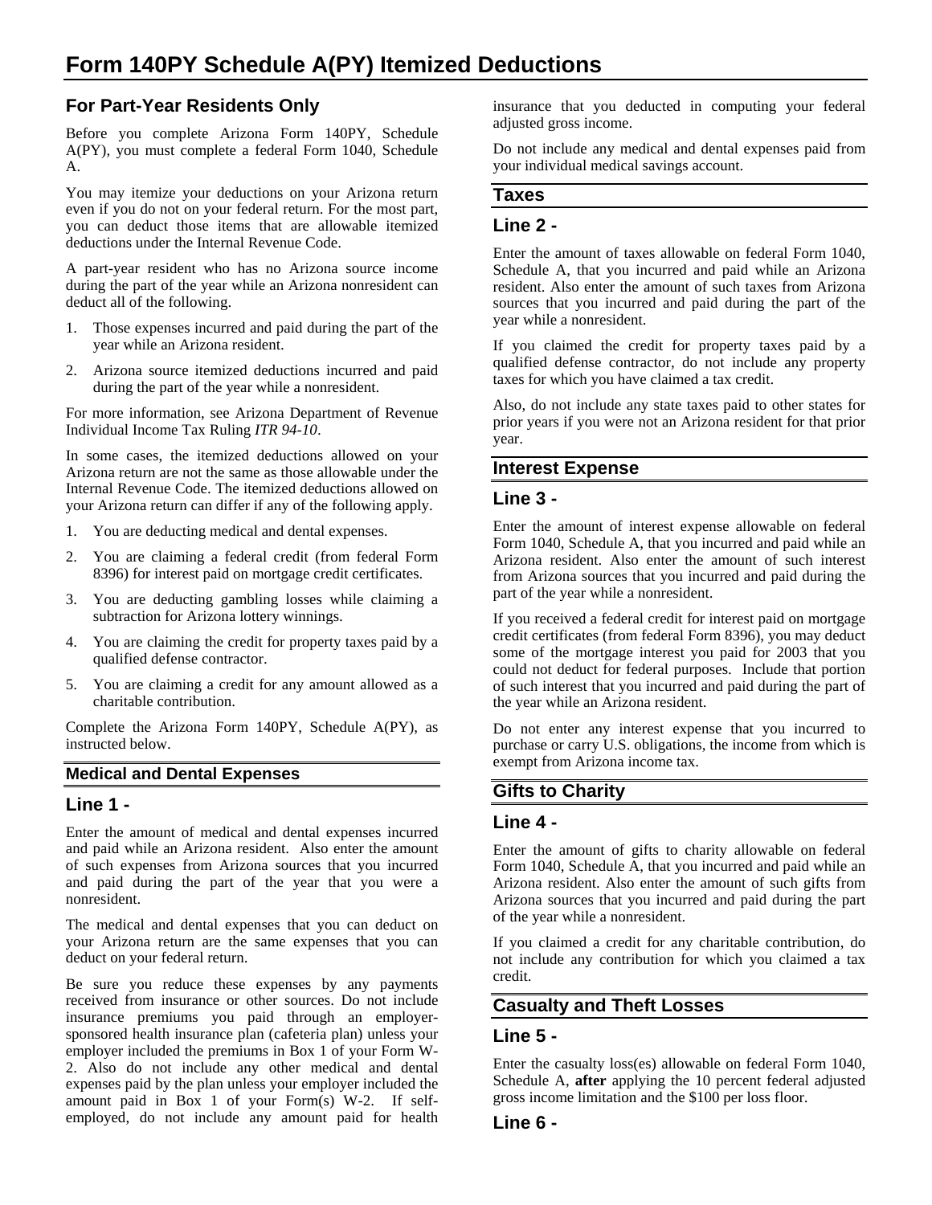# Form 140PY Schedule A(PY) Itemized Deductions

## For Part-Year Residents Only

Before you complete Arizona Form 140PY, Schedule A(PY), you must complete a federal Form 1040, Schedule A.

You may itemize your deductions on your Arizona return even if you do not on your federal return. For the most part, you can deduct those items that are allowable itemized deductions under the Internal Revenue Code.

A part-year resident who has no Arizona source income during the part of the year while an Arizona nonresident can deduct all of the following.

1. Those expenses incurred and paid during the part of the year while an Arizona resident.
2. Arizona source itemized deductions incurred and paid during the part of the year while a nonresident.

For more information, see Arizona Department of Revenue Individual Income Tax Ruling *ITR 94-10*.

In some cases, the itemized deductions allowed on your Arizona return are not the same as those allowable under the Internal Revenue Code. The itemized deductions allowed on your Arizona return can differ if any of the following apply.

1. You are deducting medical and dental expenses.
2. You are claiming a federal credit (from federal Form 8396) for interest paid on mortgage credit certificates.
3. You are deducting gambling losses while claiming a subtraction for Arizona lottery winnings.
4. You are claiming the credit for property taxes paid by a qualified defense contractor.
5. You are claiming a credit for any amount allowed as a charitable contribution.

Complete the Arizona Form 140PY, Schedule A(PY), as instructed below.

### Medical and Dental Expenses

### Line 1 -

Enter the amount of medical and dental expenses incurred and paid while an Arizona resident. Also enter the amount of such expenses from Arizona sources that you incurred and paid during the part of the year that you were a nonresident.

The medical and dental expenses that you can deduct on your Arizona return are the same expenses that you can deduct on your federal return.

Be sure you reduce these expenses by any payments received from insurance or other sources. Do not include insurance premiums you paid through an employer-sponsored health insurance plan (cafeteria plan) unless your employer included the premiums in Box 1 of your Form W-2. Also do not include any other medical and dental expenses paid by the plan unless your employer included the amount paid in Box 1 of your Form(s) W-2. If self-employed, do not include any amount paid for health insurance that you deducted in computing your federal adjusted gross income.

Do not include any medical and dental expenses paid from your individual medical savings account.

### Taxes

### Line 2 -

Enter the amount of taxes allowable on federal Form 1040, Schedule A, that you incurred and paid while an Arizona resident. Also enter the amount of such taxes from Arizona sources that you incurred and paid during the part of the year while a nonresident.

If you claimed the credit for property taxes paid by a qualified defense contractor, do not include any property taxes for which you have claimed a tax credit.

Also, do not include any state taxes paid to other states for prior years if you were not an Arizona resident for that prior year.

### Interest Expense

### Line 3 -

Enter the amount of interest expense allowable on federal Form 1040, Schedule A, that you incurred and paid while an Arizona resident. Also enter the amount of such interest from Arizona sources that you incurred and paid during the part of the year while a nonresident.

If you received a federal credit for interest paid on mortgage credit certificates (from federal Form 8396), you may deduct some of the mortgage interest you paid for 2003 that you could not deduct for federal purposes. Include that portion of such interest that you incurred and paid during the part of the year while an Arizona resident.

Do not enter any interest expense that you incurred to purchase or carry U.S. obligations, the income from which is exempt from Arizona income tax.

### Gifts to Charity

### Line 4 -

Enter the amount of gifts to charity allowable on federal Form 1040, Schedule A, that you incurred and paid while an Arizona resident. Also enter the amount of such gifts from Arizona sources that you incurred and paid during the part of the year while a nonresident.

If you claimed a credit for any charitable contribution, do not include any contribution for which you claimed a tax credit.

### Casualty and Theft Losses

### Line 5 -

Enter the casualty loss(es) allowable on federal Form 1040, Schedule A, **after** applying the 10 percent federal adjusted gross income limitation and the $100 per loss floor.

### Line 6 -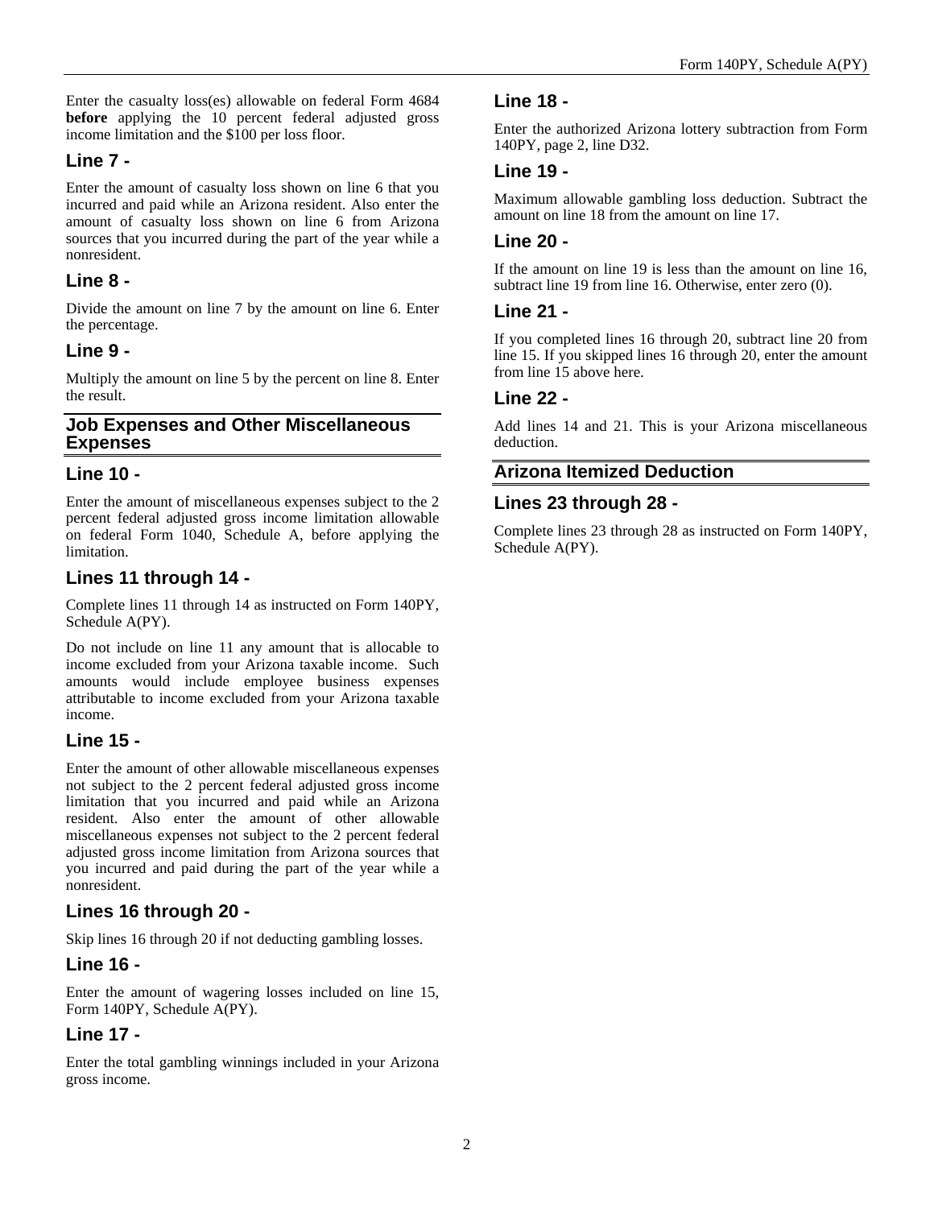Enter the casualty loss(es) allowable on federal Form 4684 **before** applying the 10 percent federal adjusted gross income limitation and the $100 per loss floor.

### Line 7 -

Enter the amount of casualty loss shown on line 6 that you incurred and paid while an Arizona resident. Also enter the amount of casualty loss shown on line 6 from Arizona sources that you incurred during the part of the year while a nonresident.

### Line 8 -

Divide the amount on line 7 by the amount on line 6. Enter the percentage.

### Line 9 -

Multiply the amount on line 5 by the percent on line 8. Enter the result.

## Job Expenses and Other Miscellaneous Expenses

### Line 10 -

Enter the amount of miscellaneous expenses subject to the 2 percent federal adjusted gross income limitation allowable on federal Form 1040, Schedule A, before applying the limitation.

### Lines 11 through 14 -

Complete lines 11 through 14 as instructed on Form 140PY, Schedule A(PY).

Do not include on line 11 any amount that is allocable to income excluded from your Arizona taxable income. Such amounts would include employee business expenses attributable to income excluded from your Arizona taxable income.

### Line 15 -

Enter the amount of other allowable miscellaneous expenses not subject to the 2 percent federal adjusted gross income limitation that you incurred and paid while an Arizona resident. Also enter the amount of other allowable miscellaneous expenses not subject to the 2 percent federal adjusted gross income limitation from Arizona sources that you incurred and paid during the part of the year while a nonresident.

### Lines 16 through 20 -

Skip lines 16 through 20 if not deducting gambling losses.

### Line 16 -

Enter the amount of wagering losses included on line 15, Form 140PY, Schedule A(PY).

### Line 17 -

Enter the total gambling winnings included in your Arizona gross income.

### Line 18 -

Enter the authorized Arizona lottery subtraction from Form 140PY, page 2, line D32.

### Line 19 -

Maximum allowable gambling loss deduction. Subtract the amount on line 18 from the amount on line 17.

### Line 20 -

If the amount on line 19 is less than the amount on line 16, subtract line 19 from line 16. Otherwise, enter zero (0).

### Line 21 -

If you completed lines 16 through 20, subtract line 20 from line 15. If you skipped lines 16 through 20, enter the amount from line 15 above here.

### Line 22 -

Add lines 14 and 21. This is your Arizona miscellaneous deduction.

## Arizona Itemized Deduction

### Lines 23 through 28 -

Complete lines 23 through 28 as instructed on Form 140PY, Schedule A(PY).